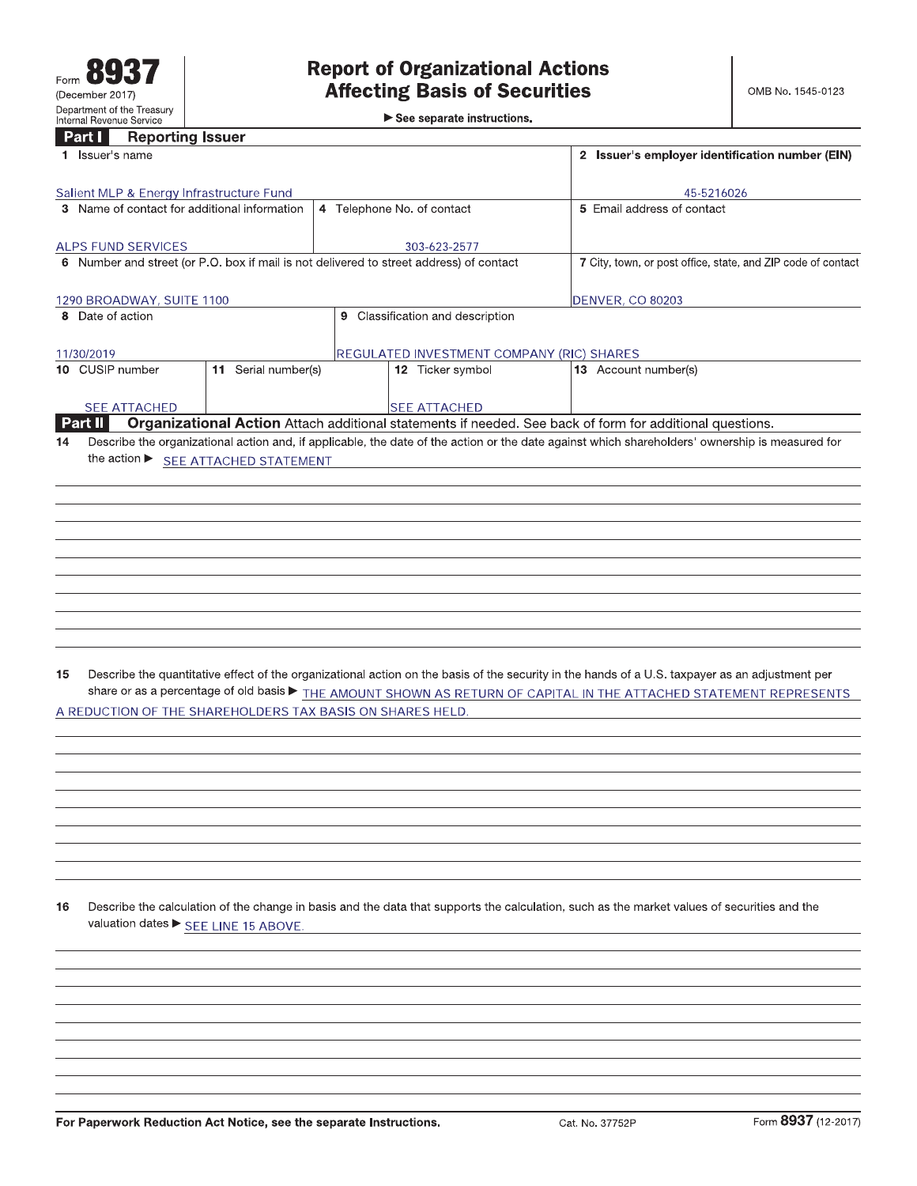Form **8937**
(December 2017)
Department of the Treasury
Internal Revenue Service

# Report of Organizational Actions Affecting Basis of Securities

▶ See separate instructions.

OMB No. 1545-0123

## Part I Reporting Issuer

| 1 Issuer's name | | | 2 Issuer's employer identification number (EIN) |
|---|---|---|---|
| Salient MLP & Energy Infrastructure Fund | | | 45-5216026 |
| 3 Name of contact for additional information | 4 Telephone No. of contact | | 5 Email address of contact |
| ALPS FUND SERVICES | 303-623-2577 | | |
| 6 Number and street (or P.O. box if mail is not delivered to street address) of contact | | | 7 City, town, or post office, state, and ZIP code of contact |
| 1290 BROADWAY, SUITE 1100 | | | DENVER, CO 80203 |
| 8 Date of action | 9 Classification and description | | |
| 11/30/2019 | REGULATED INVESTMENT COMPANY (RIC) SHARES | | |
| 10 CUSIP number | 11 Serial number(s) | 12 Ticker symbol | 13 Account number(s) |
| SEE ATTACHED | | SEE ATTACHED | |

## Part II Organizational Action

Attach additional statements if needed. See back of form for additional questions.

**14** Describe the organizational action and, if applicable, the date of the action or the date against which shareholders' ownership is measured for the action ▶ SEE ATTACHED STATEMENT

**15** Describe the quantitative effect of the organizational action on the basis of the security in the hands of a U.S. taxpayer as an adjustment per share or as a percentage of old basis ▶ THE AMOUNT SHOWN AS RETURN OF CAPITAL IN THE ATTACHED STATEMENT REPRESENTS A REDUCTION OF THE SHAREHOLDERS TAX BASIS ON SHARES HELD.

**16** Describe the calculation of the change in basis and the data that supports the calculation, such as the market values of securities and the valuation dates ▶ SEE LINE 15 ABOVE.

For Paperwork Reduction Act Notice, see the separate Instructions. Cat. No. 37752P Form **8937** (12-2017)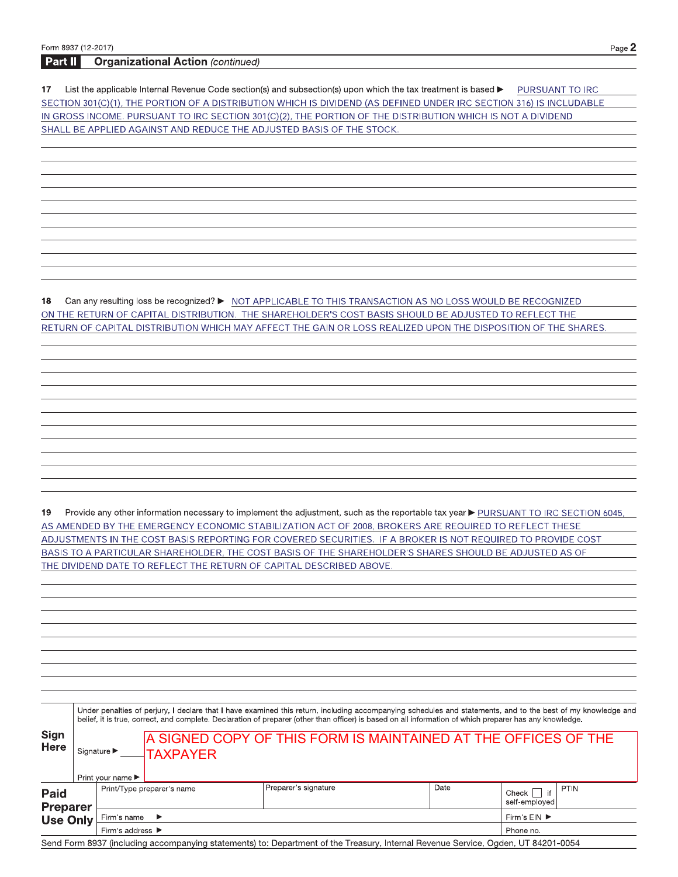## Part II Organizational Action *(continued)*

**17** List the applicable Internal Revenue Code section(s) and subsection(s) upon which the tax treatment is based ▶ PURSUANT TO IRC SECTION 301(C)(1), THE PORTION OF A DISTRIBUTION WHICH IS DIVIDEND (AS DEFINED UNDER IRC SECTION 316) IS INCLUDABLE IN GROSS INCOME. PURSUANT TO IRC SECTION 301(C)(2), THE PORTION OF THE DISTRIBUTION WHICH IS NOT A DIVIDEND SHALL BE APPLIED AGAINST AND REDUCE THE ADJUSTED BASIS OF THE STOCK.

**18** Can any resulting loss be recognized? ▶ NOT APPLICABLE TO THIS TRANSACTION AS NO LOSS WOULD BE RECOGNIZED ON THE RETURN OF CAPITAL DISTRIBUTION. THE SHAREHOLDER'S COST BASIS SHOULD BE ADJUSTED TO REFLECT THE RETURN OF CAPITAL DISTRIBUTION WHICH MAY AFFECT THE GAIN OR LOSS REALIZED UPON THE DISPOSITION OF THE SHARES.

**19** Provide any other information necessary to implement the adjustment, such as the reportable tax year ▶ PURSUANT TO IRC SECTION 6045, AS AMENDED BY THE EMERGENCY ECONOMIC STABILIZATION ACT OF 2008, BROKERS ARE REQUIRED TO REFLECT THESE ADJUSTMENTS IN THE COST BASIS REPORTING FOR COVERED SECURITIES. IF A BROKER IS NOT REQUIRED TO PROVIDE COST BASIS TO A PARTICULAR SHAREHOLDER, THE COST BASIS OF THE SHAREHOLDER'S SHARES SHOULD BE ADJUSTED AS OF THE DIVIDEND DATE TO REFLECT THE RETURN OF CAPITAL DESCRIBED ABOVE.

**Sign Here**

Under penalties of perjury, I declare that I have examined this return, including accompanying schedules and statements, and to the best of my knowledge and belief, it is true, correct, and complete. Declaration of preparer (other than officer) is based on all information of which preparer has any knowledge.

Signature ▶ A SIGNED COPY OF THIS FORM IS MAINTAINED AT THE OFFICES OF THE TAXPAYER

Print your name ▶

| **Paid Preparer Use Only** | Print/Type preparer's name | Preparer's signature | Date | Check ☐ if self-employed | PTIN |
|---|---|---|---|---|---|
| | Firm's name ▶ | | | Firm's EIN ▶ | |
| | Firm's address ▶ | | | Phone no. | |

Send Form 8937 (including accompanying statements) to: Department of the Treasury, Internal Revenue Service, Ogden, UT 84201-0054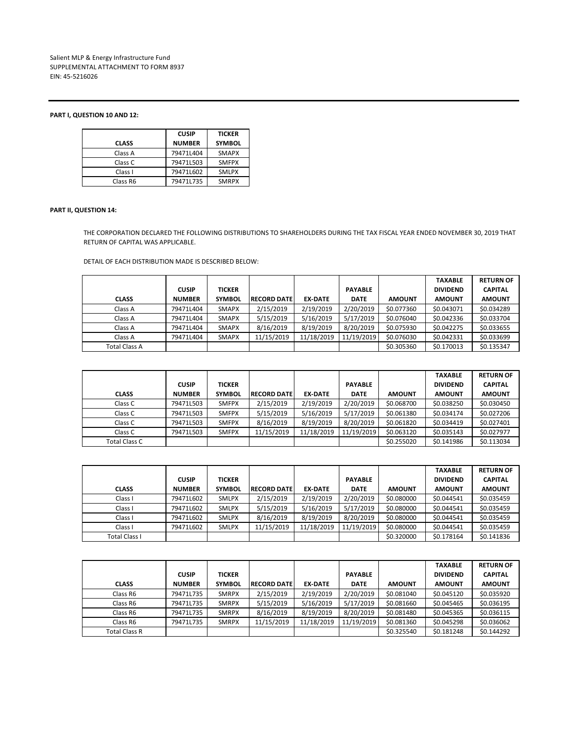Salient MLP & Energy Infrastructure Fund
SUPPLEMENTAL ATTACHMENT TO FORM 8937
EIN: 45-5216026

**PART I, QUESTION 10 AND 12:**

| CLASS | CUSIP NUMBER | TICKER SYMBOL |
|---|---|---|
| Class A | 79471L404 | SMAPX |
| Class C | 79471L503 | SMFPX |
| Class I | 79471L602 | SMLPX |
| Class R6 | 79471L735 | SMRPX |

**PART II, QUESTION 14:**

THE CORPORATION DECLARED THE FOLLOWING DISTRIBUTIONS TO SHAREHOLDERS DURING THE TAX FISCAL YEAR ENDED NOVEMBER 30, 2019 THAT RETURN OF CAPITAL WAS APPLICABLE.

DETAIL OF EACH DISTRIBUTION MADE IS DESCRIBED BELOW:

| CLASS | CUSIP NUMBER | TICKER SYMBOL | RECORD DATE | EX-DATE | PAYABLE DATE | AMOUNT | TAXABLE DIVIDEND AMOUNT | RETURN OF CAPITAL AMOUNT |
|---|---|---|---|---|---|---|---|---|
| Class A | 79471L404 | SMAPX | 2/15/2019 | 2/19/2019 | 2/20/2019 | $0.077360 | $0.043071 | $0.034289 |
| Class A | 79471L404 | SMAPX | 5/15/2019 | 5/16/2019 | 5/17/2019 | $0.076040 | $0.042336 | $0.033704 |
| Class A | 79471L404 | SMAPX | 8/16/2019 | 8/19/2019 | 8/20/2019 | $0.075930 | $0.042275 | $0.033655 |
| Class A | 79471L404 | SMAPX | 11/15/2019 | 11/18/2019 | 11/19/2019 | $0.076030 | $0.042331 | $0.033699 |
| Total Class A | | | | | | $0.305360 | $0.170013 | $0.135347 |

| CLASS | CUSIP NUMBER | TICKER SYMBOL | RECORD DATE | EX-DATE | PAYABLE DATE | AMOUNT | TAXABLE DIVIDEND AMOUNT | RETURN OF CAPITAL AMOUNT |
|---|---|---|---|---|---|---|---|---|
| Class C | 79471L503 | SMFPX | 2/15/2019 | 2/19/2019 | 2/20/2019 | $0.068700 | $0.038250 | $0.030450 |
| Class C | 79471L503 | SMFPX | 5/15/2019 | 5/16/2019 | 5/17/2019 | $0.061380 | $0.034174 | $0.027206 |
| Class C | 79471L503 | SMFPX | 8/16/2019 | 8/19/2019 | 8/20/2019 | $0.061820 | $0.034419 | $0.027401 |
| Class C | 79471L503 | SMFPX | 11/15/2019 | 11/18/2019 | 11/19/2019 | $0.063120 | $0.035143 | $0.027977 |
| Total Class C | | | | | | $0.255020 | $0.141986 | $0.113034 |

| CLASS | CUSIP NUMBER | TICKER SYMBOL | RECORD DATE | EX-DATE | PAYABLE DATE | AMOUNT | TAXABLE DIVIDEND AMOUNT | RETURN OF CAPITAL AMOUNT |
|---|---|---|---|---|---|---|---|---|
| Class I | 79471L602 | SMLPX | 2/15/2019 | 2/19/2019 | 2/20/2019 | $0.080000 | $0.044541 | $0.035459 |
| Class I | 79471L602 | SMLPX | 5/15/2019 | 5/16/2019 | 5/17/2019 | $0.080000 | $0.044541 | $0.035459 |
| Class I | 79471L602 | SMLPX | 8/16/2019 | 8/19/2019 | 8/20/2019 | $0.080000 | $0.044541 | $0.035459 |
| Class I | 79471L602 | SMLPX | 11/15/2019 | 11/18/2019 | 11/19/2019 | $0.080000 | $0.044541 | $0.035459 |
| Total Class I | | | | | | $0.320000 | $0.178164 | $0.141836 |

| CLASS | CUSIP NUMBER | TICKER SYMBOL | RECORD DATE | EX-DATE | PAYABLE DATE | AMOUNT | TAXABLE DIVIDEND AMOUNT | RETURN OF CAPITAL AMOUNT |
|---|---|---|---|---|---|---|---|---|
| Class R6 | 79471L735 | SMRPX | 2/15/2019 | 2/19/2019 | 2/20/2019 | $0.081040 | $0.045120 | $0.035920 |
| Class R6 | 79471L735 | SMRPX | 5/15/2019 | 5/16/2019 | 5/17/2019 | $0.081660 | $0.045465 | $0.036195 |
| Class R6 | 79471L735 | SMRPX | 8/16/2019 | 8/19/2019 | 8/20/2019 | $0.081480 | $0.045365 | $0.036115 |
| Class R6 | 79471L735 | SMRPX | 11/15/2019 | 11/18/2019 | 11/19/2019 | $0.081360 | $0.045298 | $0.036062 |
| Total Class R | | | | | | $0.325540 | $0.181248 | $0.144292 |